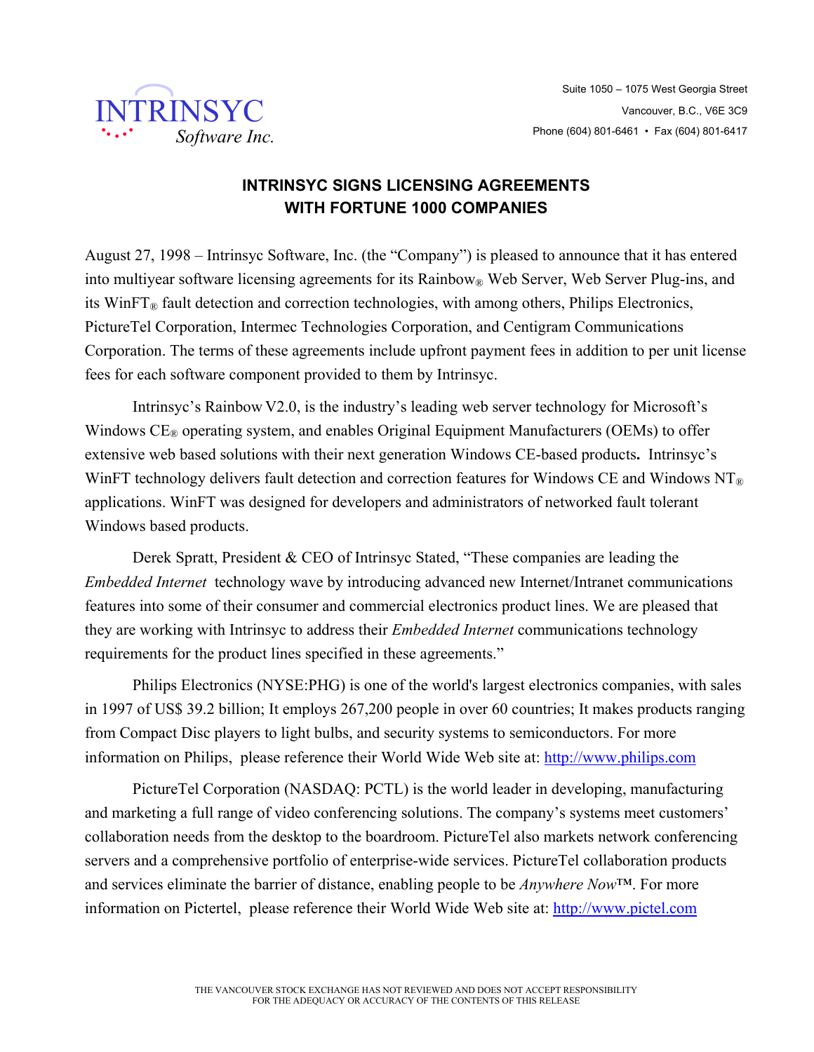INTRINSYC
Software Inc.

Suite 1050 – 1075 West Georgia Street
Vancouver, B.C., V6E 3C9
Phone (604) 801-6461 • Fax (604) 801-6417

# INTRINSYC SIGNS LICENSING AGREEMENTS WITH FORTUNE 1000 COMPANIES

August 27, 1998 – Intrinsyc Software, Inc. (the "Company") is pleased to announce that it has entered into multiyear software licensing agreements for its Rainbow® Web Server, Web Server Plug-ins, and its WinFT® fault detection and correction technologies, with among others, Philips Electronics, PictureTel Corporation, Intermec Technologies Corporation, and Centigram Communications Corporation. The terms of these agreements include upfront payment fees in addition to per unit license fees for each software component provided to them by Intrinsyc.

Intrinsyc's Rainbow V2.0, is the industry's leading web server technology for Microsoft's Windows CE® operating system, and enables Original Equipment Manufacturers (OEMs) to offer extensive web based solutions with their next generation Windows CE-based products**.** Intrinsyc's WinFT technology delivers fault detection and correction features for Windows CE and Windows NT® applications. WinFT was designed for developers and administrators of networked fault tolerant Windows based products.

Derek Spratt, President & CEO of Intrinsyc Stated, "These companies are leading the *Embedded Internet* technology wave by introducing advanced new Internet/Intranet communications features into some of their consumer and commercial electronics product lines. We are pleased that they are working with Intrinsyc to address their *Embedded Internet* communications technology requirements for the product lines specified in these agreements."

Philips Electronics (NYSE:PHG) is one of the world's largest electronics companies, with sales in 1997 of US$ 39.2 billion; It employs 267,200 people in over 60 countries; It makes products ranging from Compact Disc players to light bulbs, and security systems to semiconductors. For more information on Philips, please reference their World Wide Web site at: http://www.philips.com

PictureTel Corporation (NASDAQ: PCTL) is the world leader in developing, manufacturing and marketing a full range of video conferencing solutions. The company's systems meet customers' collaboration needs from the desktop to the boardroom. PictureTel also markets network conferencing servers and a comprehensive portfolio of enterprise-wide services. PictureTel collaboration products and services eliminate the barrier of distance, enabling people to be *Anywhere Now*™. For more information on Pictertel, please reference their World Wide Web site at: http://www.pictel.com

THE VANCOUVER STOCK EXCHANGE HAS NOT REVIEWED AND DOES NOT ACCEPT RESPONSIBILITY FOR THE ADEQUACY OR ACCURACY OF THE CONTENTS OF THIS RELEASE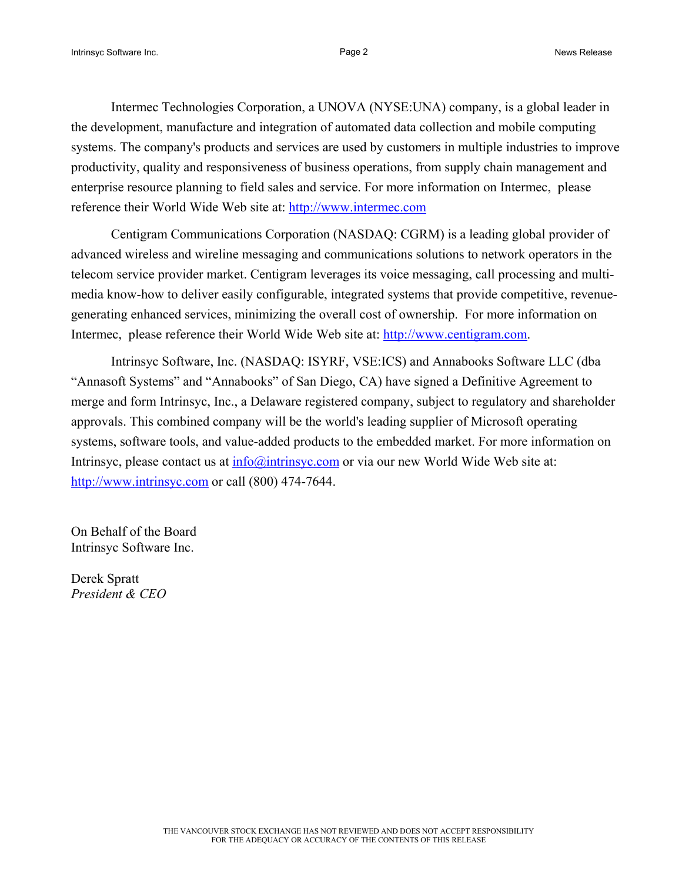Intermec Technologies Corporation, a UNOVA (NYSE:UNA) company, is a global leader in the development, manufacture and integration of automated data collection and mobile computing systems. The company's products and services are used by customers in multiple industries to improve productivity, quality and responsiveness of business operations, from supply chain management and enterprise resource planning to field sales and service. For more information on Intermec, please reference their World Wide Web site at: http://www.intermec.com

Centigram Communications Corporation (NASDAQ: CGRM) is a leading global provider of advanced wireless and wireline messaging and communications solutions to network operators in the telecom service provider market. Centigram leverages its voice messaging, call processing and multi-media know-how to deliver easily configurable, integrated systems that provide competitive, revenue-generating enhanced services, minimizing the overall cost of ownership. For more information on Intermec, please reference their World Wide Web site at: http://www.centigram.com.

Intrinsyc Software, Inc. (NASDAQ: ISYRF, VSE:ICS) and Annabooks Software LLC (dba "Annasoft Systems" and "Annabooks" of San Diego, CA) have signed a Definitive Agreement to merge and form Intrinsyc, Inc., a Delaware registered company, subject to regulatory and shareholder approvals. This combined company will be the world's leading supplier of Microsoft operating systems, software tools, and value-added products to the embedded market. For more information on Intrinsyc, please contact us at info@intrinsyc.com or via our new World Wide Web site at: http://www.intrinsyc.com or call (800) 474-7644.

On Behalf of the Board
Intrinsyc Software Inc.

Derek Spratt
*President & CEO*

THE VANCOUVER STOCK EXCHANGE HAS NOT REVIEWED AND DOES NOT ACCEPT RESPONSIBILITY FOR THE ADEQUACY OR ACCURACY OF THE CONTENTS OF THIS RELEASE